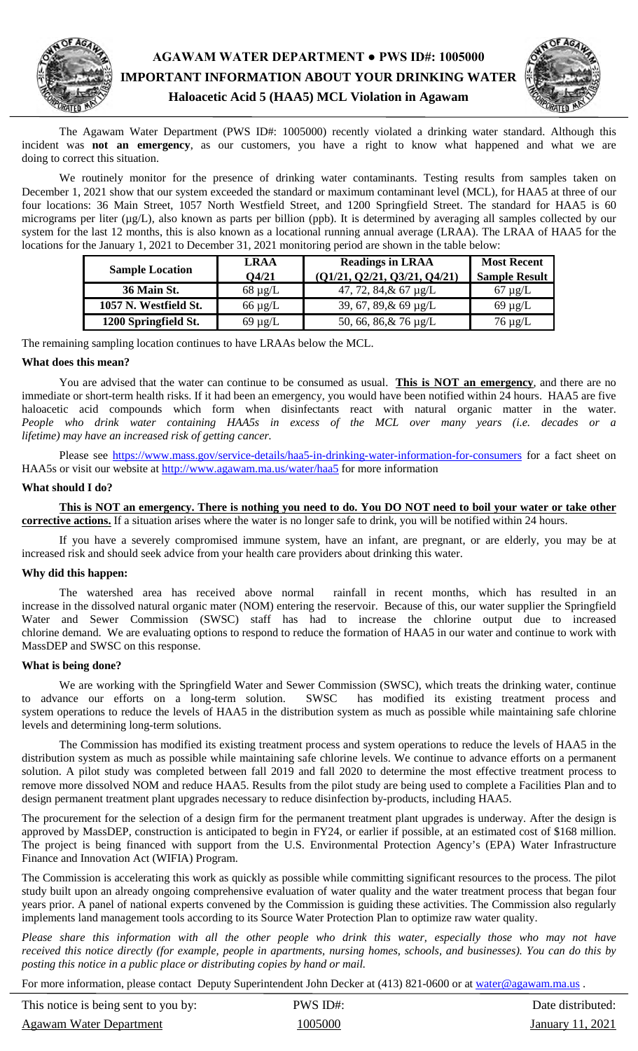# AGAWAM WATER DEPARTMENT ● PWS ID#: 1005000

## IMPORTANT INFORMATION ABOUT YOUR DRINKING WATER

### Haloacetic Acid 5 (HAA5) MCL Violation in Agawam

The Agawam Water Department (PWS ID#: 1005000) recently violated a drinking water standard. Although this incident was **not an emergency**, as our customers, you have a right to know what happened and what we are doing to correct this situation.

We routinely monitor for the presence of drinking water contaminants. Testing results from samples taken on December 1, 2021 show that our system exceeded the standard or maximum contaminant level (MCL), for HAA5 at three of our four locations: 36 Main Street, 1057 North Westfield Street, and 1200 Springfield Street. The standard for HAA5 is 60 micrograms per liter (µg/L), also known as parts per billion (ppb). It is determined by averaging all samples collected by our system for the last 12 months, this is also known as a locational running annual average (LRAA). The LRAA of HAA5 for the locations for the January 1, 2021 to December 31, 2021 monitoring period are shown in the table below:

| Sample Location | LRAA Q4/21 | Readings in LRAA (Q1/21, Q2/21, Q3/21, Q4/21) | Most Recent Sample Result |
|---|---|---|---|
| 36 Main St. | 68 µg/L | 47, 72, 84,& 67 µg/L | 67 µg/L |
| 1057 N. Westfield St. | 66 µg/L | 39, 67, 89,& 69 µg/L | 69 µg/L |
| 1200 Springfield St. | 69 µg/L | 50, 66, 86,& 76 µg/L | 76 µg/L |

The remaining sampling location continues to have LRAAs below the MCL.

**What does this mean?**

You are advised that the water can continue to be consumed as usual. **This is NOT an emergency**, and there are no immediate or short-term health risks. If it had been an emergency, you would have been notified within 24 hours. HAA5 are five haloacetic acid compounds which form when disinfectants react with natural organic matter in the water. *People who drink water containing HAA5s in excess of the MCL over many years (i.e. decades or a lifetime) may have an increased risk of getting cancer.*

Please see https://www.mass.gov/service-details/haa5-in-drinking-water-information-for-consumers for a fact sheet on HAA5s or visit our website at http://www.agawam.ma.us/water/haa5 for more information

**What should I do?**

**This is NOT an emergency. There is nothing you need to do. You DO NOT need to boil your water or take other corrective actions.** If a situation arises where the water is no longer safe to drink, you will be notified within 24 hours.

If you have a severely compromised immune system, have an infant, are pregnant, or are elderly, you may be at increased risk and should seek advice from your health care providers about drinking this water.

**Why did this happen:**

The watershed area has received above normal rainfall in recent months, which has resulted in an increase in the dissolved natural organic mater (NOM) entering the reservoir. Because of this, our water supplier the Springfield Water and Sewer Commission (SWSC) staff has had to increase the chlorine output due to increased chlorine demand. We are evaluating options to respond to reduce the formation of HAA5 in our water and continue to work with MassDEP and SWSC on this response.

**What is being done?**

We are working with the Springfield Water and Sewer Commission (SWSC), which treats the drinking water, continue to advance our efforts on a long-term solution. SWSC has modified its existing treatment process and system operations to reduce the levels of HAA5 in the distribution system as much as possible while maintaining safe chlorine levels and determining long-term solutions.

The Commission has modified its existing treatment process and system operations to reduce the levels of HAA5 in the distribution system as much as possible while maintaining safe chlorine levels. We continue to advance efforts on a permanent solution. A pilot study was completed between fall 2019 and fall 2020 to determine the most effective treatment process to remove more dissolved NOM and reduce HAA5. Results from the pilot study are being used to complete a Facilities Plan and to design permanent treatment plant upgrades necessary to reduce disinfection by-products, including HAA5.

The procurement for the selection of a design firm for the permanent treatment plant upgrades is underway. After the design is approved by MassDEP, construction is anticipated to begin in FY24, or earlier if possible, at an estimated cost of $168 million. The project is being financed with support from the U.S. Environmental Protection Agency's (EPA) Water Infrastructure Finance and Innovation Act (WIFIA) Program.

The Commission is accelerating this work as quickly as possible while committing significant resources to the process. The pilot study built upon an already ongoing comprehensive evaluation of water quality and the water treatment process that began four years prior. A panel of national experts convened by the Commission is guiding these activities. The Commission also regularly implements land management tools according to its Source Water Protection Plan to optimize raw water quality.

*Please share this information with all the other people who drink this water, especially those who may not have received this notice directly (for example, people in apartments, nursing homes, schools, and businesses). You can do this by posting this notice in a public place or distributing copies by hand or mail.*

For more information, please contact Deputy Superintendent John Decker at (413) 821-0600 or at water@agawam.ma.us .

| This notice is being sent to you by: | PWS ID#: | Date distributed: |
|---|---|---|
| Agawam Water Department | 1005000 | January 11, 2021 |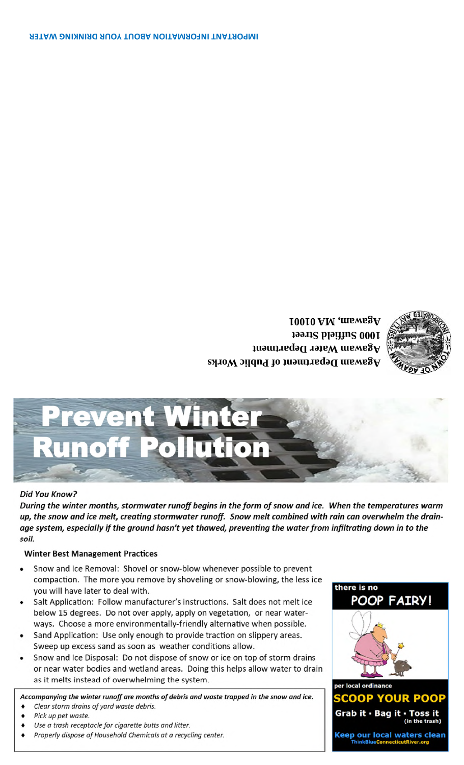IMPORTANT INFORMATION ABOUT YOUR DRINKING WATER

Agawam Department of Public Works
Agawam Water Department
1000 Suffield Street
Agawam, MA 01001

# Prevent Winter Runoff Pollution

***Did You Know?***

***During the winter months, stormwater runoff begins in the form of snow and ice. When the temperatures warm up, the snow and ice melt, creating stormwater runoff. Snow melt combined with rain can overwhelm the drainage system, especially if the ground hasn't yet thawed, preventing the water from infiltrating down in to the soil.***

**Winter Best Management Practices**

- Snow and Ice Removal: Shovel or snow-blow whenever possible to prevent compaction. The more you remove by shoveling or snow-blowing, the less ice you will have later to deal with.
- Salt Application: Follow manufacturer's instructions. Salt does not melt ice below 15 degrees. Do not over apply, apply on vegetation, or near waterways. Choose a more environmentally-friendly alternative when possible.
- Sand Application: Use only enough to provide traction on slippery areas. Sweep up excess sand as soon as weather conditions allow.
- Snow and Ice Disposal: Do not dispose of snow or ice on top of storm drains or near water bodies and wetland areas. Doing this helps allow water to drain as it melts instead of overwhelming the system.

***Accompanying the winter runoff are months of debris and waste trapped in the snow and ice.***

- *Clear storm drains of yard waste debris.*
- *Pick up pet waste.*
- *Use a trash receptacle for cigarette butts and litter.*
- *Properly dispose of Household Chemicals at a recycling center.*

there is no
**POOP FAIRY!**

per local ordinance
**SCOOP YOUR POOP**
**Grab it · Bag it · Toss it** (in the trash)
**Keep our local waters clean**
ThinkBlueConnecticutRiver.org